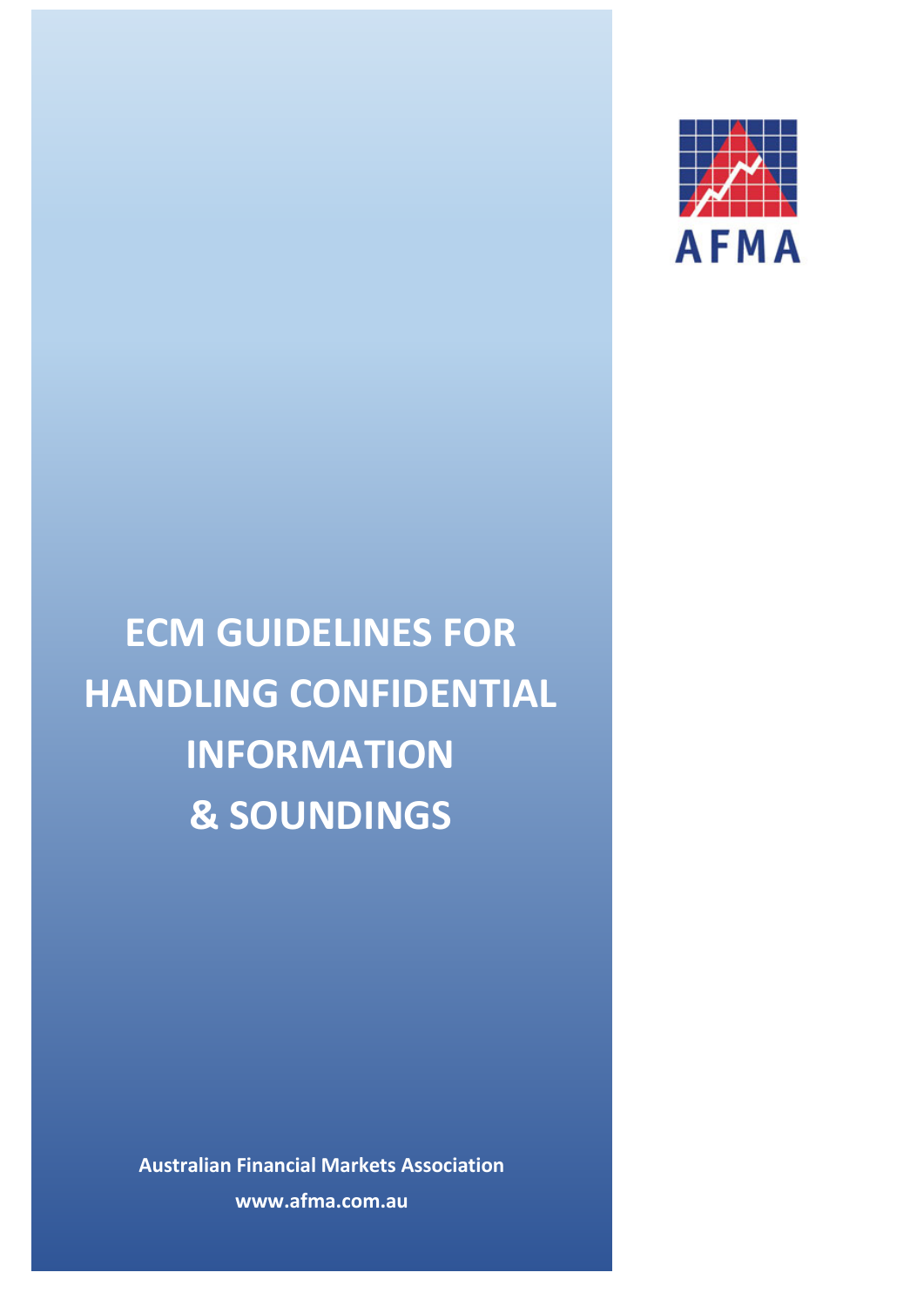AFMA

# ECM GUIDELINES FOR HANDLING CONFIDENTIAL INFORMATION & SOUNDINGS

**Australian Financial Markets Association**

**www.afma.com.au**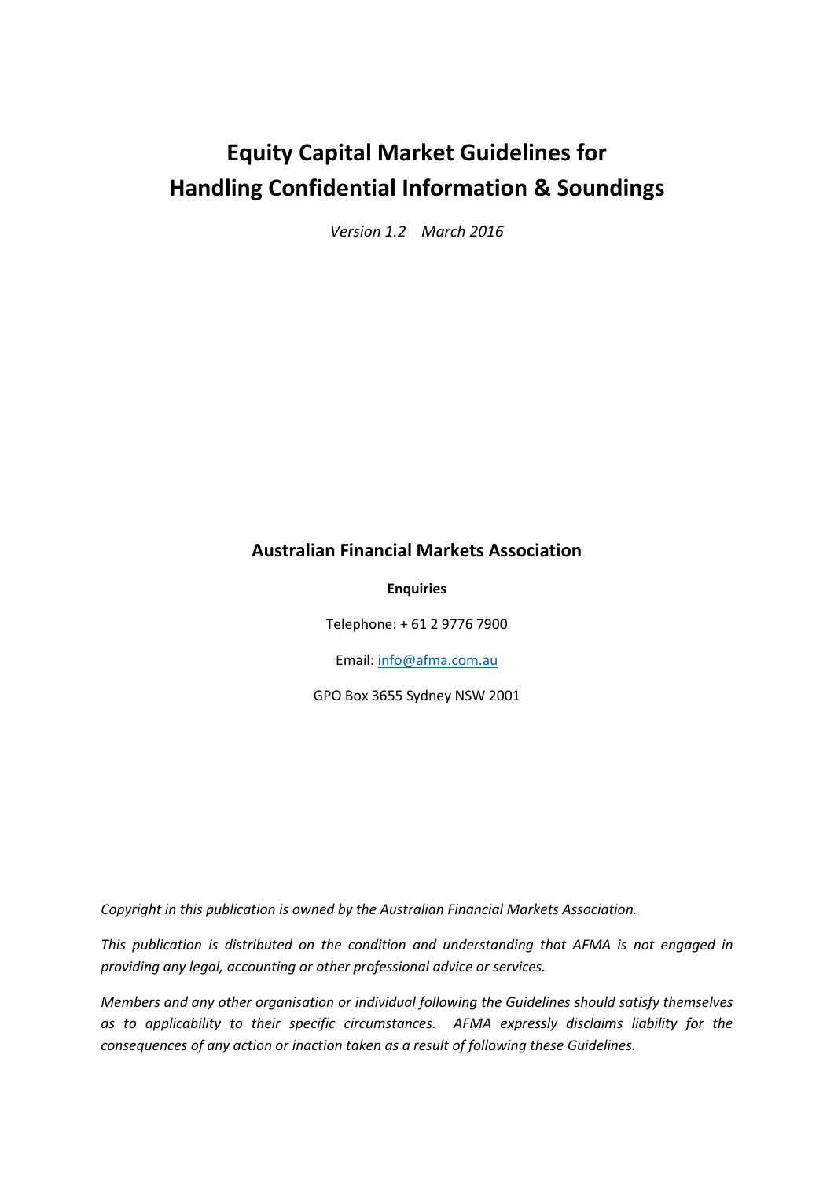# Equity Capital Market Guidelines for Handling Confidential Information & Soundings

*Version 1.2 March 2016*

## Australian Financial Markets Association

**Enquiries**

Telephone: + 61 2 9776 7900

Email: info@afma.com.au

GPO Box 3655 Sydney NSW 2001

*Copyright in this publication is owned by the Australian Financial Markets Association.*

*This publication is distributed on the condition and understanding that AFMA is not engaged in providing any legal, accounting or other professional advice or services.*

*Members and any other organisation or individual following the Guidelines should satisfy themselves as to applicability to their specific circumstances. AFMA expressly disclaims liability for the consequences of any action or inaction taken as a result of following these Guidelines.*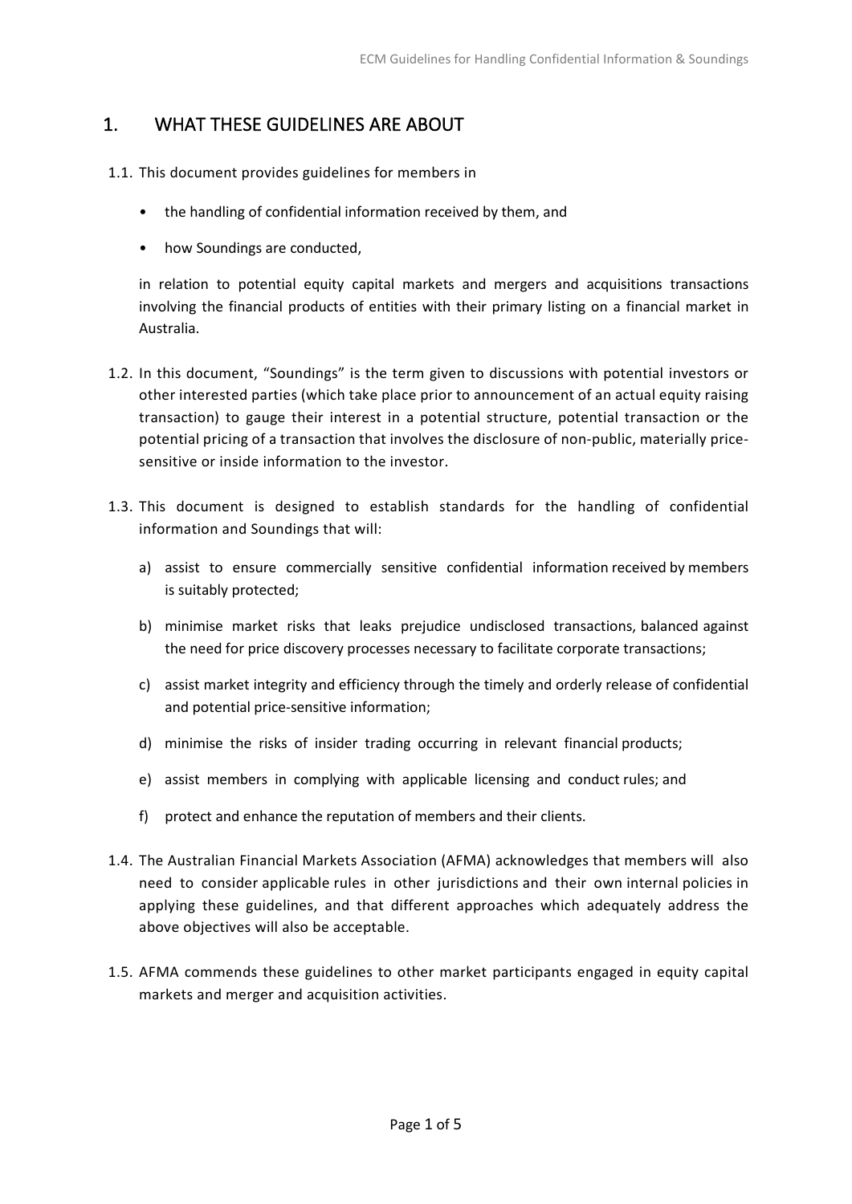## 1. WHAT THESE GUIDELINES ARE ABOUT

1.1. This document provides guidelines for members in

- the handling of confidential information received by them, and
- how Soundings are conducted,

in relation to potential equity capital markets and mergers and acquisitions transactions involving the financial products of entities with their primary listing on a financial market in Australia.

1.2. In this document, "Soundings" is the term given to discussions with potential investors or other interested parties (which take place prior to announcement of an actual equity raising transaction) to gauge their interest in a potential structure, potential transaction or the potential pricing of a transaction that involves the disclosure of non-public, materially price-sensitive or inside information to the investor.

1.3. This document is designed to establish standards for the handling of confidential information and Soundings that will:

a) assist to ensure commercially sensitive confidential information received by members is suitably protected;

b) minimise market risks that leaks prejudice undisclosed transactions, balanced against the need for price discovery processes necessary to facilitate corporate transactions;

c) assist market integrity and efficiency through the timely and orderly release of confidential and potential price-sensitive information;

d) minimise the risks of insider trading occurring in relevant financial products;

e) assist members in complying with applicable licensing and conduct rules; and

f) protect and enhance the reputation of members and their clients.

1.4. The Australian Financial Markets Association (AFMA) acknowledges that members will also need to consider applicable rules in other jurisdictions and their own internal policies in applying these guidelines, and that different approaches which adequately address the above objectives will also be acceptable.

1.5. AFMA commends these guidelines to other market participants engaged in equity capital markets and merger and acquisition activities.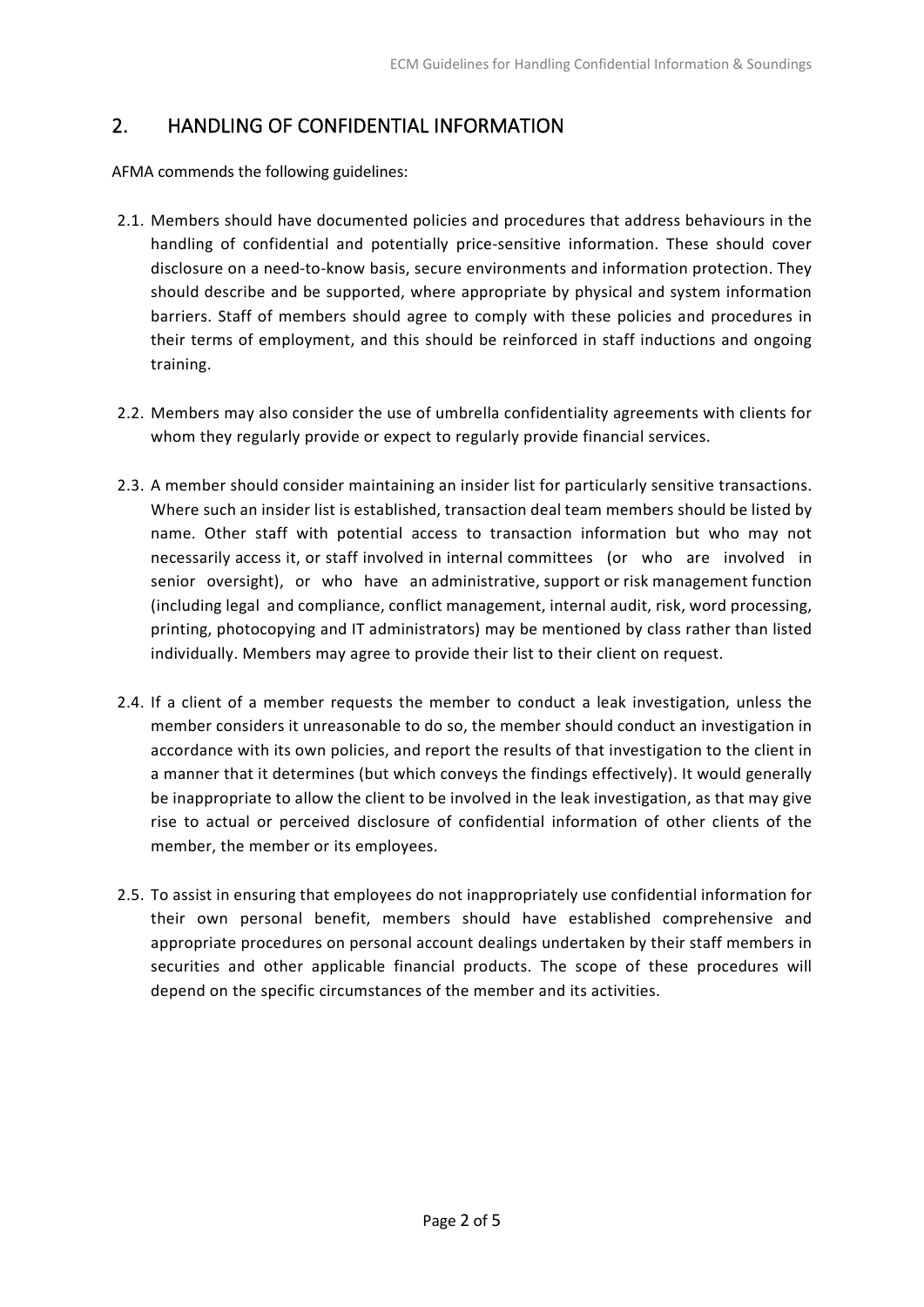## 2. HANDLING OF CONFIDENTIAL INFORMATION

AFMA commends the following guidelines:

2.1. Members should have documented policies and procedures that address behaviours in the handling of confidential and potentially price-sensitive information. These should cover disclosure on a need-to-know basis, secure environments and information protection. They should describe and be supported, where appropriate by physical and system information barriers. Staff of members should agree to comply with these policies and procedures in their terms of employment, and this should be reinforced in staff inductions and ongoing training.

2.2. Members may also consider the use of umbrella confidentiality agreements with clients for whom they regularly provide or expect to regularly provide financial services.

2.3. A member should consider maintaining an insider list for particularly sensitive transactions. Where such an insider list is established, transaction deal team members should be listed by name. Other staff with potential access to transaction information but who may not necessarily access it, or staff involved in internal committees (or who are involved in senior oversight), or who have an administrative, support or risk management function (including legal and compliance, conflict management, internal audit, risk, word processing, printing, photocopying and IT administrators) may be mentioned by class rather than listed individually. Members may agree to provide their list to their client on request.

2.4. If a client of a member requests the member to conduct a leak investigation, unless the member considers it unreasonable to do so, the member should conduct an investigation in accordance with its own policies, and report the results of that investigation to the client in a manner that it determines (but which conveys the findings effectively). It would generally be inappropriate to allow the client to be involved in the leak investigation, as that may give rise to actual or perceived disclosure of confidential information of other clients of the member, the member or its employees.

2.5. To assist in ensuring that employees do not inappropriately use confidential information for their own personal benefit, members should have established comprehensive and appropriate procedures on personal account dealings undertaken by their staff members in securities and other applicable financial products. The scope of these procedures will depend on the specific circumstances of the member and its activities.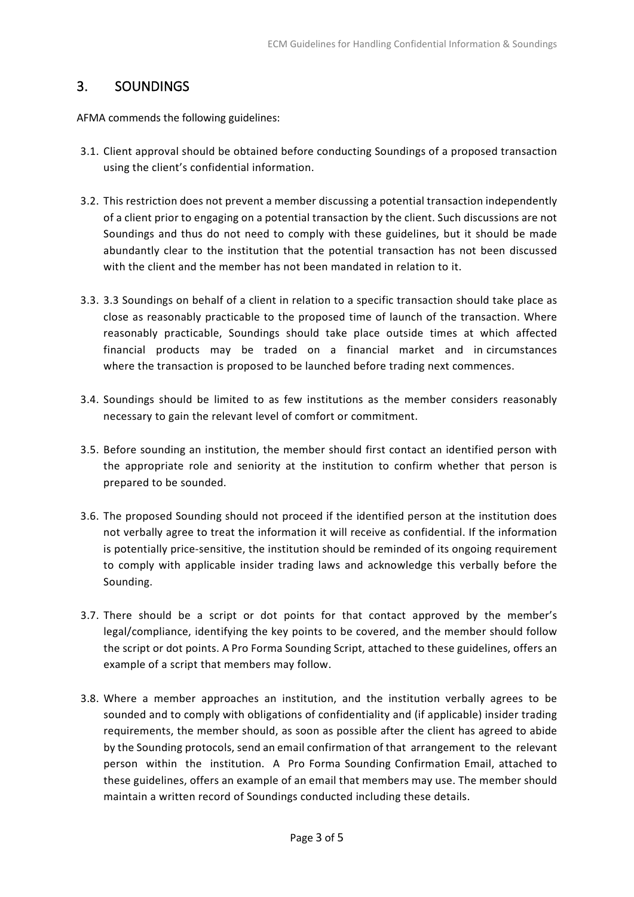## 3. SOUNDINGS

AFMA commends the following guidelines:

3.1. Client approval should be obtained before conducting Soundings of a proposed transaction using the client's confidential information.

3.2. This restriction does not prevent a member discussing a potential transaction independently of a client prior to engaging on a potential transaction by the client. Such discussions are not Soundings and thus do not need to comply with these guidelines, but it should be made abundantly clear to the institution that the potential transaction has not been discussed with the client and the member has not been mandated in relation to it.

3.3. 3.3 Soundings on behalf of a client in relation to a specific transaction should take place as close as reasonably practicable to the proposed time of launch of the transaction. Where reasonably practicable, Soundings should take place outside times at which affected financial products may be traded on a financial market and in circumstances where the transaction is proposed to be launched before trading next commences.

3.4. Soundings should be limited to as few institutions as the member considers reasonably necessary to gain the relevant level of comfort or commitment.

3.5. Before sounding an institution, the member should first contact an identified person with the appropriate role and seniority at the institution to confirm whether that person is prepared to be sounded.

3.6. The proposed Sounding should not proceed if the identified person at the institution does not verbally agree to treat the information it will receive as confidential. If the information is potentially price-sensitive, the institution should be reminded of its ongoing requirement to comply with applicable insider trading laws and acknowledge this verbally before the Sounding.

3.7. There should be a script or dot points for that contact approved by the member's legal/compliance, identifying the key points to be covered, and the member should follow the script or dot points. A Pro Forma Sounding Script, attached to these guidelines, offers an example of a script that members may follow.

3.8. Where a member approaches an institution, and the institution verbally agrees to be sounded and to comply with obligations of confidentiality and (if applicable) insider trading requirements, the member should, as soon as possible after the client has agreed to abide by the Sounding protocols, send an email confirmation of that arrangement to the relevant person within the institution. A Pro Forma Sounding Confirmation Email, attached to these guidelines, offers an example of an email that members may use. The member should maintain a written record of Soundings conducted including these details.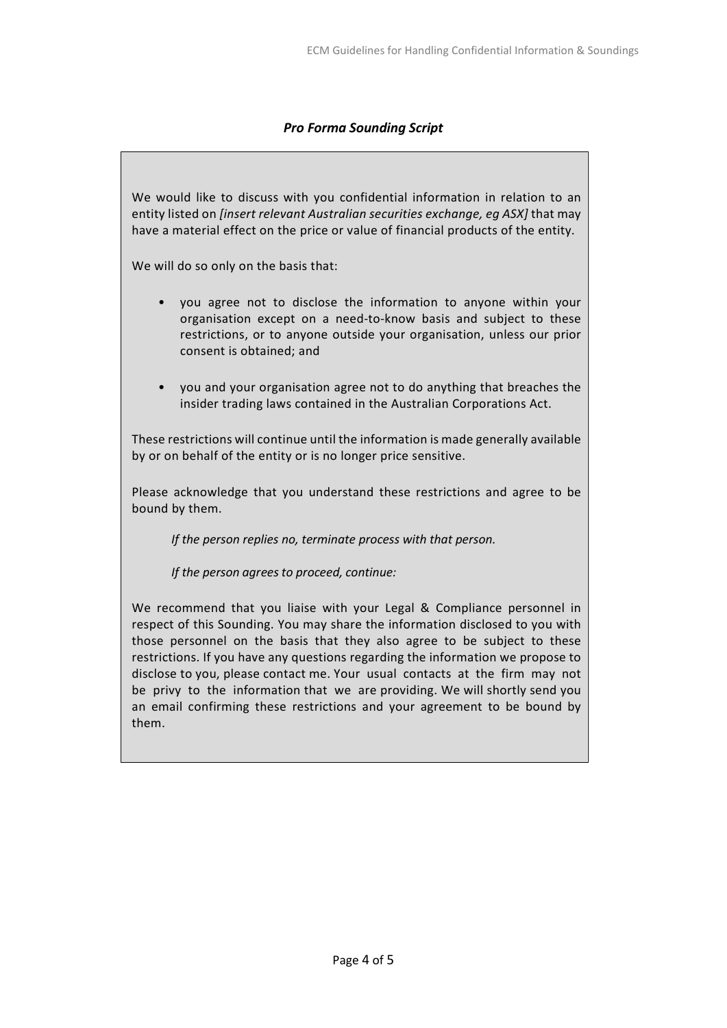### *Pro Forma Sounding Script*

We would like to discuss with you confidential information in relation to an entity listed on *[insert relevant Australian securities exchange, eg ASX]* that may have a material effect on the price or value of financial products of the entity.

We will do so only on the basis that:

- you agree not to disclose the information to anyone within your organisation except on a need-to-know basis and subject to these restrictions, or to anyone outside your organisation, unless our prior consent is obtained; and
- you and your organisation agree not to do anything that breaches the insider trading laws contained in the Australian Corporations Act.

These restrictions will continue until the information is made generally available by or on behalf of the entity or is no longer price sensitive.

Please acknowledge that you understand these restrictions and agree to be bound by them.

*If the person replies no, terminate process with that person.*

*If the person agrees to proceed, continue:*

We recommend that you liaise with your Legal & Compliance personnel in respect of this Sounding. You may share the information disclosed to you with those personnel on the basis that they also agree to be subject to these restrictions. If you have any questions regarding the information we propose to disclose to you, please contact me. Your usual contacts at the firm may not be privy to the information that we are providing. We will shortly send you an email confirming these restrictions and your agreement to be bound by them.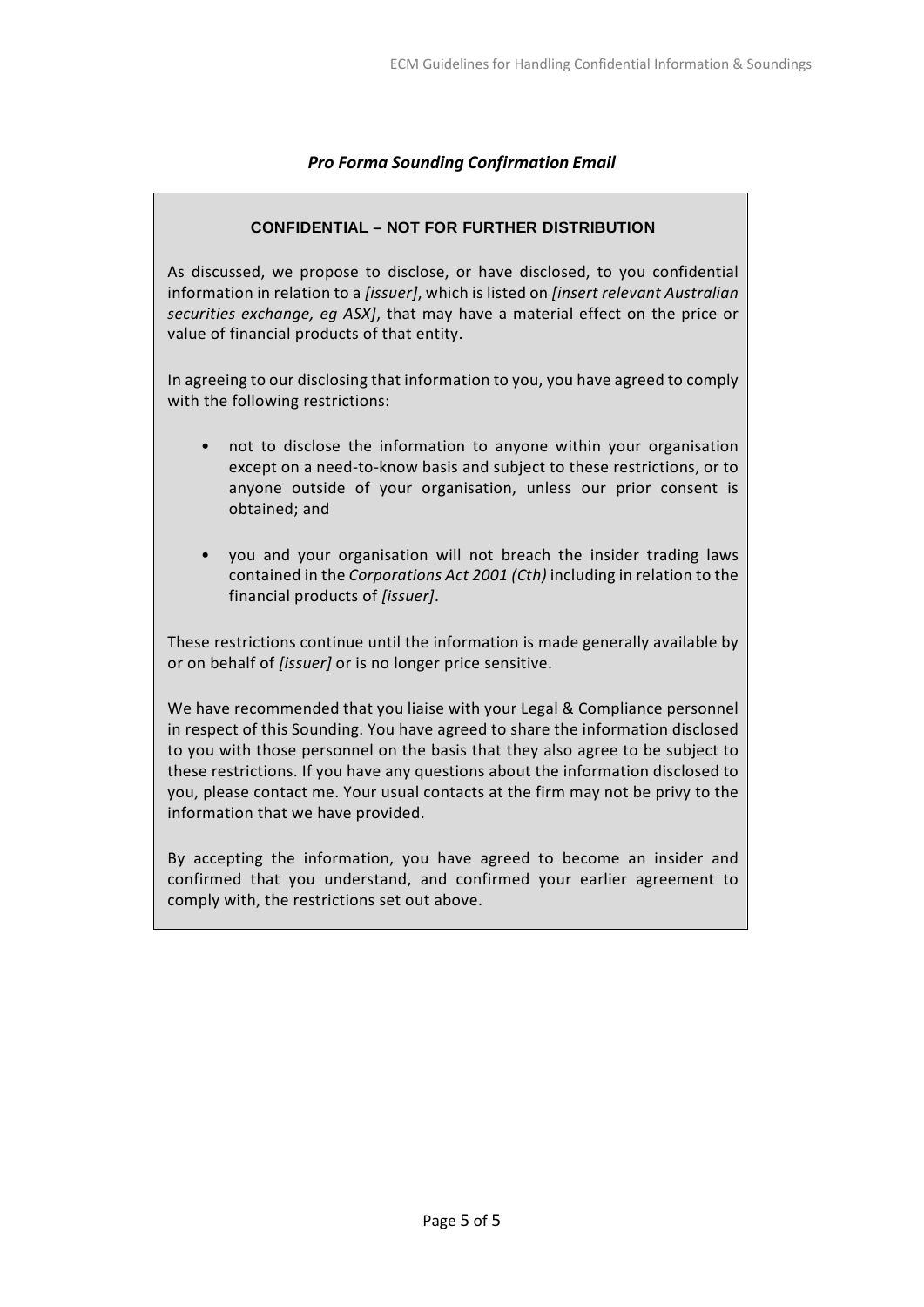*Pro Forma Sounding Confirmation Email*

**CONFIDENTIAL – NOT FOR FURTHER DISTRIBUTION**

As discussed, we propose to disclose, or have disclosed, to you confidential information in relation to a *[issuer]*, which is listed on *[insert relevant Australian securities exchange, eg ASX]*, that may have a material effect on the price or value of financial products of that entity.

In agreeing to our disclosing that information to you, you have agreed to comply with the following restrictions:

- not to disclose the information to anyone within your organisation except on a need-to-know basis and subject to these restrictions, or to anyone outside of your organisation, unless our prior consent is obtained; and
- you and your organisation will not breach the insider trading laws contained in the *Corporations Act 2001 (Cth)* including in relation to the financial products of *[issuer]*.

These restrictions continue until the information is made generally available by or on behalf of *[issuer]* or is no longer price sensitive.

We have recommended that you liaise with your Legal & Compliance personnel in respect of this Sounding. You have agreed to share the information disclosed to you with those personnel on the basis that they also agree to be subject to these restrictions. If you have any questions about the information disclosed to you, please contact me. Your usual contacts at the firm may not be privy to the information that we have provided.

By accepting the information, you have agreed to become an insider and confirmed that you understand, and confirmed your earlier agreement to comply with, the restrictions set out above.